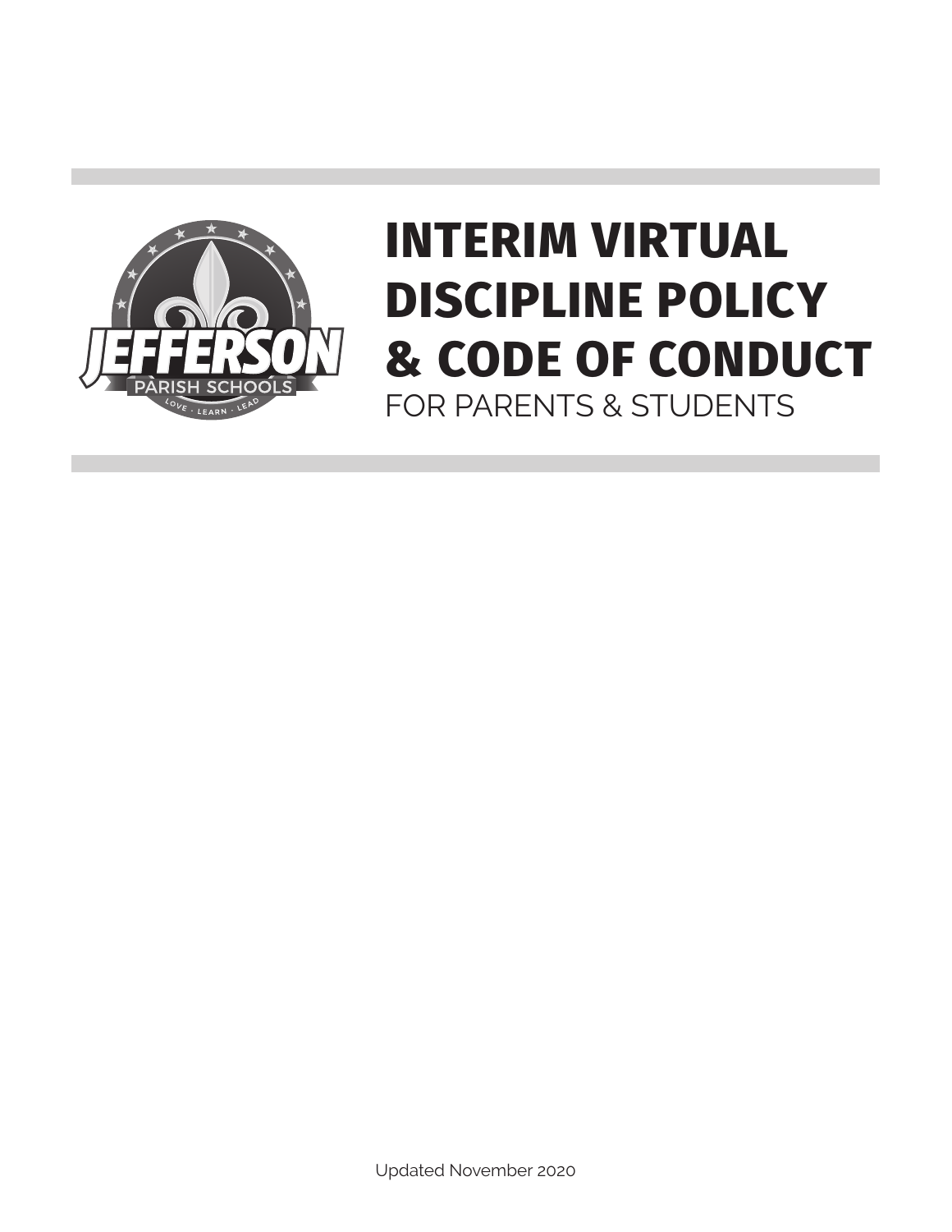# INTERIM VIRTUAL DISCIPLINE POLICY & CODE OF CONDUCT

FOR PARENTS & STUDENTS

Updated November 2020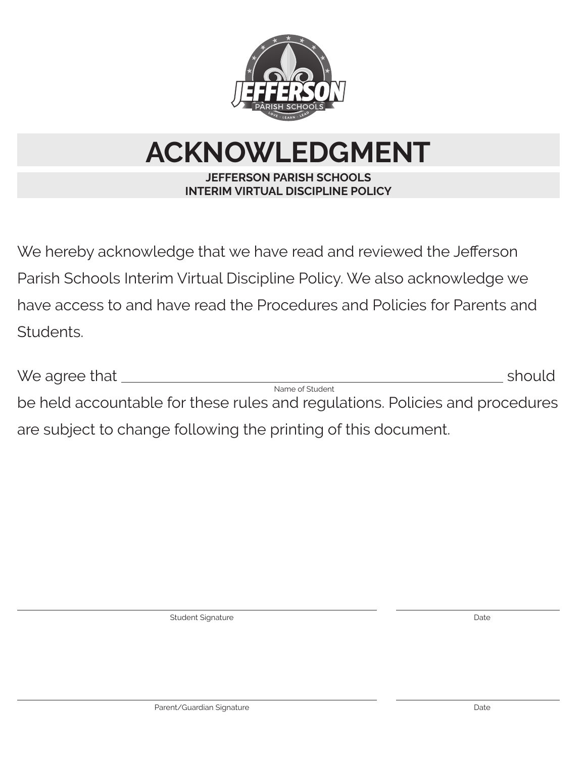# ACKNOWLEDGMENT

**JEFFERSON PARISH SCHOOLS**
**INTERIM VIRTUAL DISCIPLINE POLICY**

We hereby acknowledge that we have read and reviewed the Jefferson Parish Schools Interim Virtual Discipline Policy. We also acknowledge we have access to and have read the Procedures and Policies for Parents and Students.

We agree that ______________________________ should be held accountable for these rules and regulations. Policies and procedures are subject to change following the printing of this document.

Name of Student

______________________________ ______________

Student Signature Date

______________________________ ______________

Parent/Guardian Signature Date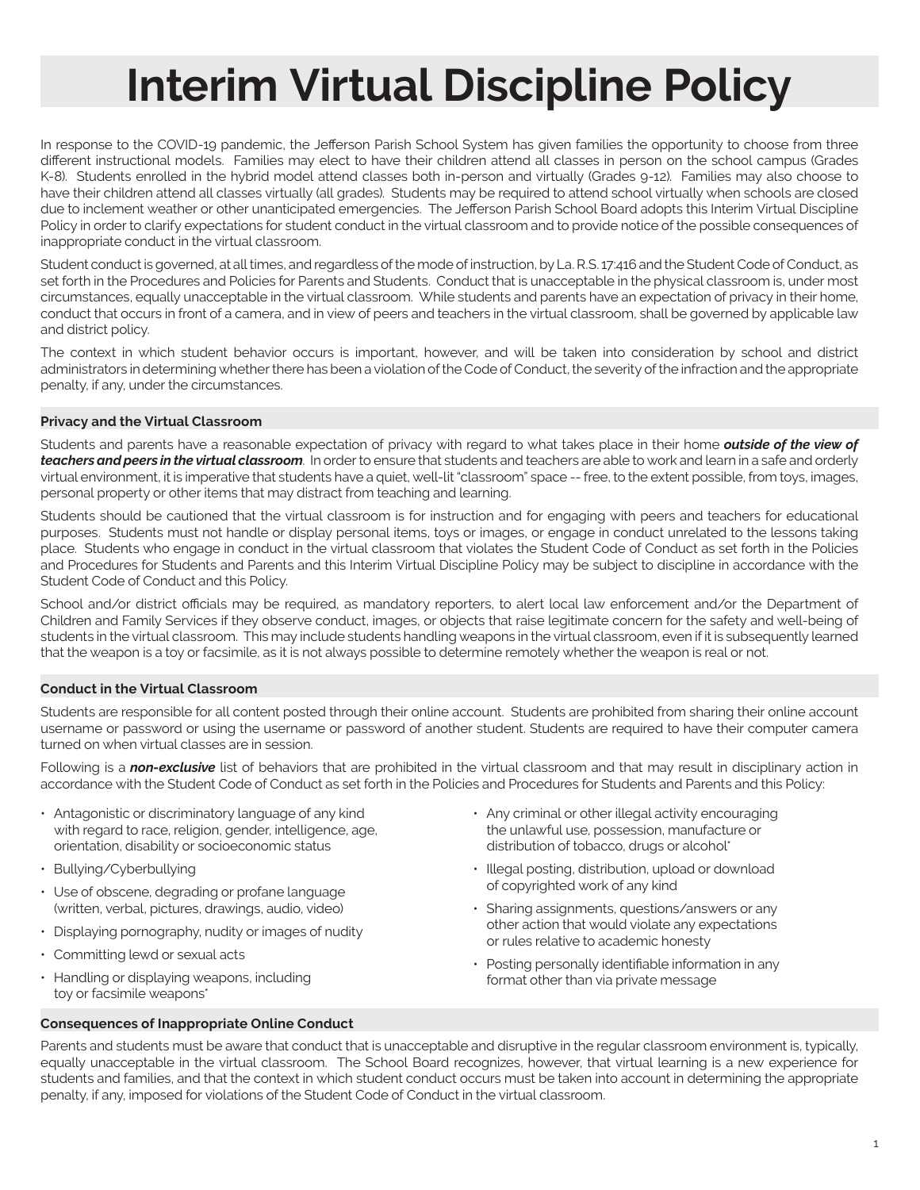# Interim Virtual Discipline Policy

In response to the COVID-19 pandemic, the Jefferson Parish School System has given families the opportunity to choose from three different instructional models. Families may elect to have their children attend all classes in person on the school campus (Grades K-8). Students enrolled in the hybrid model attend classes both in-person and virtually (Grades 9-12). Families may also choose to have their children attend all classes virtually (all grades). Students may be required to attend school virtually when schools are closed due to inclement weather or other unanticipated emergencies. The Jefferson Parish School Board adopts this Interim Virtual Discipline Policy in order to clarify expectations for student conduct in the virtual classroom and to provide notice of the possible consequences of inappropriate conduct in the virtual classroom.

Student conduct is governed, at all times, and regardless of the mode of instruction, by La. R.S. 17:416 and the Student Code of Conduct, as set forth in the Procedures and Policies for Parents and Students. Conduct that is unacceptable in the physical classroom is, under most circumstances, equally unacceptable in the virtual classroom. While students and parents have an expectation of privacy in their home, conduct that occurs in front of a camera, and in view of peers and teachers in the virtual classroom, shall be governed by applicable law and district policy.

The context in which student behavior occurs is important, however, and will be taken into consideration by school and district administrators in determining whether there has been a violation of the Code of Conduct, the severity of the infraction and the appropriate penalty, if any, under the circumstances.

### Privacy and the Virtual Classroom

Students and parents have a reasonable expectation of privacy with regard to what takes place in their home ***outside of the view of teachers and peers in the virtual classroom***. In order to ensure that students and teachers are able to work and learn in a safe and orderly virtual environment, it is imperative that students have a quiet, well-lit "classroom" space -- free, to the extent possible, from toys, images, personal property or other items that may distract from teaching and learning.

Students should be cautioned that the virtual classroom is for instruction and for engaging with peers and teachers for educational purposes. Students must not handle or display personal items, toys or images, or engage in conduct unrelated to the lessons taking place. Students who engage in conduct in the virtual classroom that violates the Student Code of Conduct as set forth in the Policies and Procedures for Students and Parents and this Interim Virtual Discipline Policy may be subject to discipline in accordance with the Student Code of Conduct and this Policy.

School and/or district officials may be required, as mandatory reporters, to alert local law enforcement and/or the Department of Children and Family Services if they observe conduct, images, or objects that raise legitimate concern for the safety and well-being of students in the virtual classroom. This may include students handling weapons in the virtual classroom, even if it is subsequently learned that the weapon is a toy or facsimile, as it is not always possible to determine remotely whether the weapon is real or not.

### Conduct in the Virtual Classroom

Students are responsible for all content posted through their online account. Students are prohibited from sharing their online account username or password or using the username or password of another student. Students are required to have their computer camera turned on when virtual classes are in session.

Following is a ***non-exclusive*** list of behaviors that are prohibited in the virtual classroom and that may result in disciplinary action in accordance with the Student Code of Conduct as set forth in the Policies and Procedures for Students and Parents and this Policy:

- Antagonistic or discriminatory language of any kind with regard to race, religion, gender, intelligence, age, orientation, disability or socioeconomic status
- Bullying/Cyberbullying
- Use of obscene, degrading or profane language (written, verbal, pictures, drawings, audio, video)
- Displaying pornography, nudity or images of nudity
- Committing lewd or sexual acts
- Handling or displaying weapons, including toy or facsimile weapons*
- Any criminal or other illegal activity encouraging the unlawful use, possession, manufacture or distribution of tobacco, drugs or alcohol*
- Illegal posting, distribution, upload or download of copyrighted work of any kind
- Sharing assignments, questions/answers or any other action that would violate any expectations or rules relative to academic honesty
- Posting personally identifiable information in any format other than via private message

### Consequences of Inappropriate Online Conduct

Parents and students must be aware that conduct that is unacceptable and disruptive in the regular classroom environment is, typically, equally unacceptable in the virtual classroom. The School Board recognizes, however, that virtual learning is a new experience for students and families, and that the context in which student conduct occurs must be taken into account in determining the appropriate penalty, if any, imposed for violations of the Student Code of Conduct in the virtual classroom.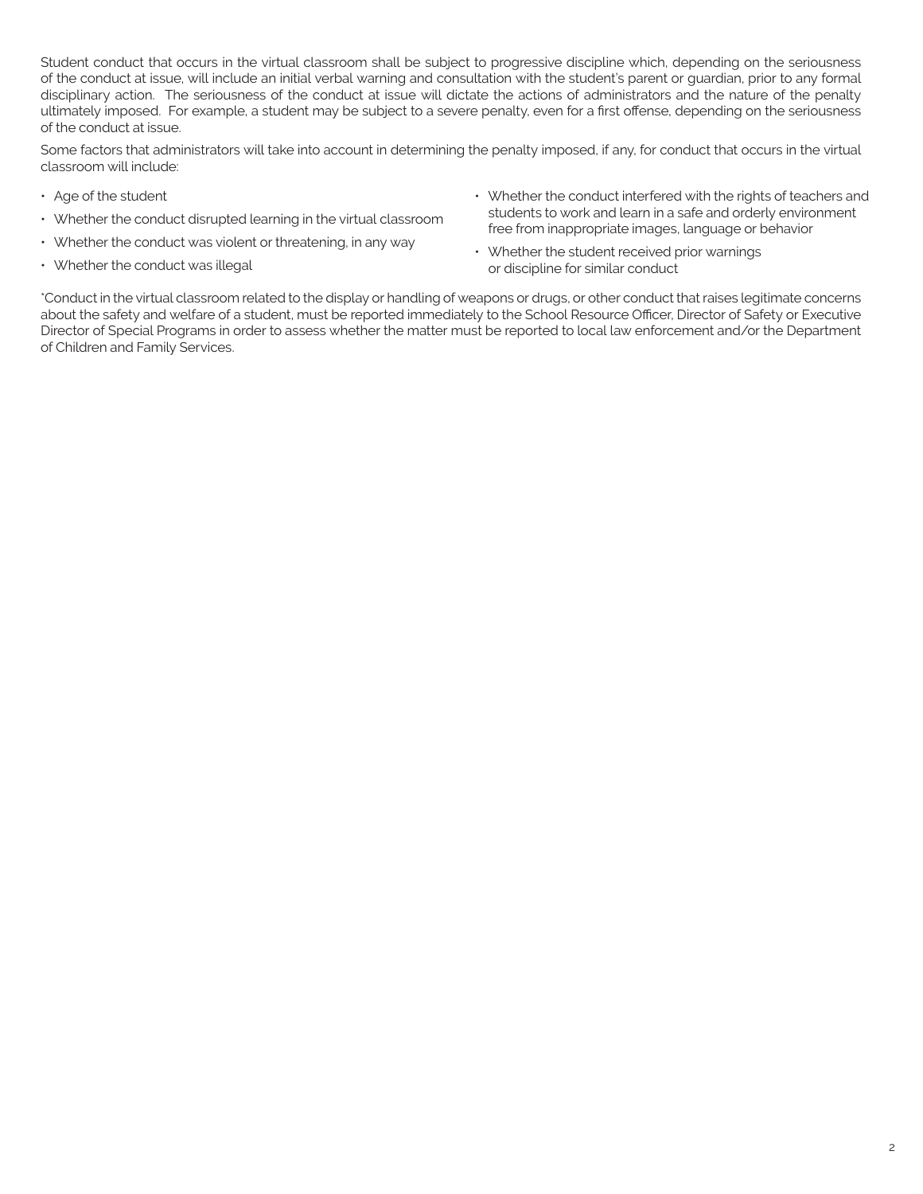Student conduct that occurs in the virtual classroom shall be subject to progressive discipline which, depending on the seriousness of the conduct at issue, will include an initial verbal warning and consultation with the student's parent or guardian, prior to any formal disciplinary action. The seriousness of the conduct at issue will dictate the actions of administrators and the nature of the penalty ultimately imposed. For example, a student may be subject to a severe penalty, even for a first offense, depending on the seriousness of the conduct at issue.

Some factors that administrators will take into account in determining the penalty imposed, if any, for conduct that occurs in the virtual classroom will include:

- Age of the student
- Whether the conduct disrupted learning in the virtual classroom
- Whether the conduct was violent or threatening, in any way
- Whether the conduct was illegal
- Whether the conduct interfered with the rights of teachers and students to work and learn in a safe and orderly environment free from inappropriate images, language or behavior
- Whether the student received prior warnings or discipline for similar conduct

*Conduct in the virtual classroom related to the display or handling of weapons or drugs, or other conduct that raises legitimate concerns about the safety and welfare of a student, must be reported immediately to the School Resource Officer, Director of Safety or Executive Director of Special Programs in order to assess whether the matter must be reported to local law enforcement and/or the Department of Children and Family Services.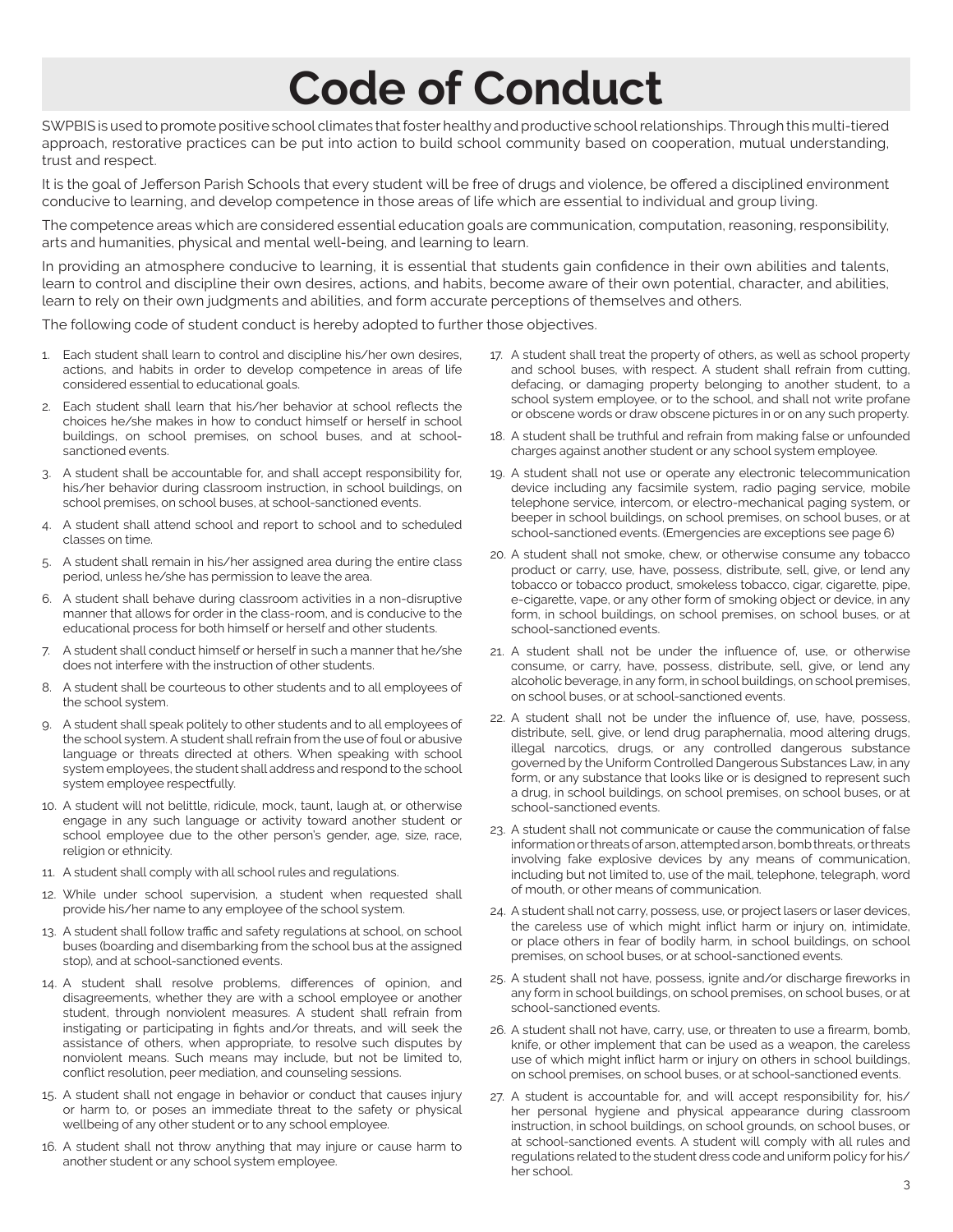# Code of Conduct

SWPBIS is used to promote positive school climates that foster healthy and productive school relationships. Through this multi-tiered approach, restorative practices can be put into action to build school community based on cooperation, mutual understanding, trust and respect.

It is the goal of Jefferson Parish Schools that every student will be free of drugs and violence, be offered a disciplined environment conducive to learning, and develop competence in those areas of life which are essential to individual and group living.

The competence areas which are considered essential education goals are communication, computation, reasoning, responsibility, arts and humanities, physical and mental well-being, and learning to learn.

In providing an atmosphere conducive to learning, it is essential that students gain confidence in their own abilities and talents, learn to control and discipline their own desires, actions, and habits, become aware of their own potential, character, and abilities, learn to rely on their own judgments and abilities, and form accurate perceptions of themselves and others.

The following code of student conduct is hereby adopted to further those objectives.

1. Each student shall learn to control and discipline his/her own desires, actions, and habits in order to develop competence in areas of life considered essential to educational goals.
2. Each student shall learn that his/her behavior at school reflects the choices he/she makes in how to conduct himself or herself in school buildings, on school premises, on school buses, and at school-sanctioned events.
3. A student shall be accountable for, and shall accept responsibility for, his/her behavior during classroom instruction, in school buildings, on school premises, on school buses, at school-sanctioned events.
4. A student shall attend school and report to school and to scheduled classes on time.
5. A student shall remain in his/her assigned area during the entire class period, unless he/she has permission to leave the area.
6. A student shall behave during classroom activities in a non-disruptive manner that allows for order in the class-room, and is conducive to the educational process for both himself or herself and other students.
7. A student shall conduct himself or herself in such a manner that he/she does not interfere with the instruction of other students.
8. A student shall be courteous to other students and to all employees of the school system.
9. A student shall speak politely to other students and to all employees of the school system. A student shall refrain from the use of foul or abusive language or threats directed at others. When speaking with school system employees, the student shall address and respond to the school system employee respectfully.
10. A student will not belittle, ridicule, mock, taunt, laugh at, or otherwise engage in any such language or activity toward another student or school employee due to the other person's gender, age, size, race, religion or ethnicity.
11. A student shall comply with all school rules and regulations.
12. While under school supervision, a student when requested shall provide his/her name to any employee of the school system.
13. A student shall follow traffic and safety regulations at school, on school buses (boarding and disembarking from the school bus at the assigned stop), and at school-sanctioned events.
14. A student shall resolve problems, differences of opinion, and disagreements, whether they are with a school employee or another student, through nonviolent measures. A student shall refrain from instigating or participating in fights and/or threats, and will seek the assistance of others, when appropriate, to resolve such disputes by nonviolent means. Such means may include, but not be limited to, conflict resolution, peer mediation, and counseling sessions.
15. A student shall not engage in behavior or conduct that causes injury or harm to, or poses an immediate threat to the safety or physical wellbeing of any other student or to any school employee.
16. A student shall not throw anything that may injure or cause harm to another student or any school system employee.
17. A student shall treat the property of others, as well as school property and school buses, with respect. A student shall refrain from cutting, defacing, or damaging property belonging to another student, to a school system employee, or to the school, and shall not write profane or obscene words or draw obscene pictures in or on any such property.
18. A student shall be truthful and refrain from making false or unfounded charges against another student or any school system employee.
19. A student shall not use or operate any electronic telecommunication device including any facsimile system, radio paging service, mobile telephone service, intercom, or electro-mechanical paging system, or beeper in school buildings, on school premises, on school buses, or at school-sanctioned events. (Emergencies are exceptions see page 6)
20. A student shall not smoke, chew, or otherwise consume any tobacco product or carry, use, have, possess, distribute, sell, give, or lend any tobacco or tobacco product, smokeless tobacco, cigar, cigarette, pipe, e-cigarette, vape, or any other form of smoking object or device, in any form, in school buildings, on school premises, on school buses, or at school-sanctioned events.
21. A student shall not be under the influence of, use, or otherwise consume, or carry, have, possess, distribute, sell, give, or lend any alcoholic beverage, in any form, in school buildings, on school premises, on school buses, or at school-sanctioned events.
22. A student shall not be under the influence of, use, have, possess, distribute, sell, give, or lend drug paraphernalia, mood altering drugs, illegal narcotics, drugs, or any controlled dangerous substance governed by the Uniform Controlled Dangerous Substances Law, in any form, or any substance that looks like or is designed to represent such a drug, in school buildings, on school premises, on school buses, or at school-sanctioned events.
23. A student shall not communicate or cause the communication of false information or threats of arson, attempted arson, bomb threats, or threats involving fake explosive devices by any means of communication, including but not limited to, use of the mail, telephone, telegraph, word of mouth, or other means of communication.
24. A student shall not carry, possess, use, or project lasers or laser devices, the careless use of which might inflict harm or injury on, intimidate, or place others in fear of bodily harm, in school buildings, on school premises, on school buses, or at school-sanctioned events.
25. A student shall not have, possess, ignite and/or discharge fireworks in any form in school buildings, on school premises, on school buses, or at school-sanctioned events.
26. A student shall not have, carry, use, or threaten to use a firearm, bomb, knife, or other implement that can be used as a weapon, the careless use of which might inflict harm or injury on others in school buildings, on school premises, on school buses, or at school-sanctioned events.
27. A student is accountable for, and will accept responsibility for, his/her personal hygiene and physical appearance during classroom instruction, in school buildings, on school grounds, on school buses, or at school-sanctioned events. A student will comply with all rules and regulations related to the student dress code and uniform policy for his/her school.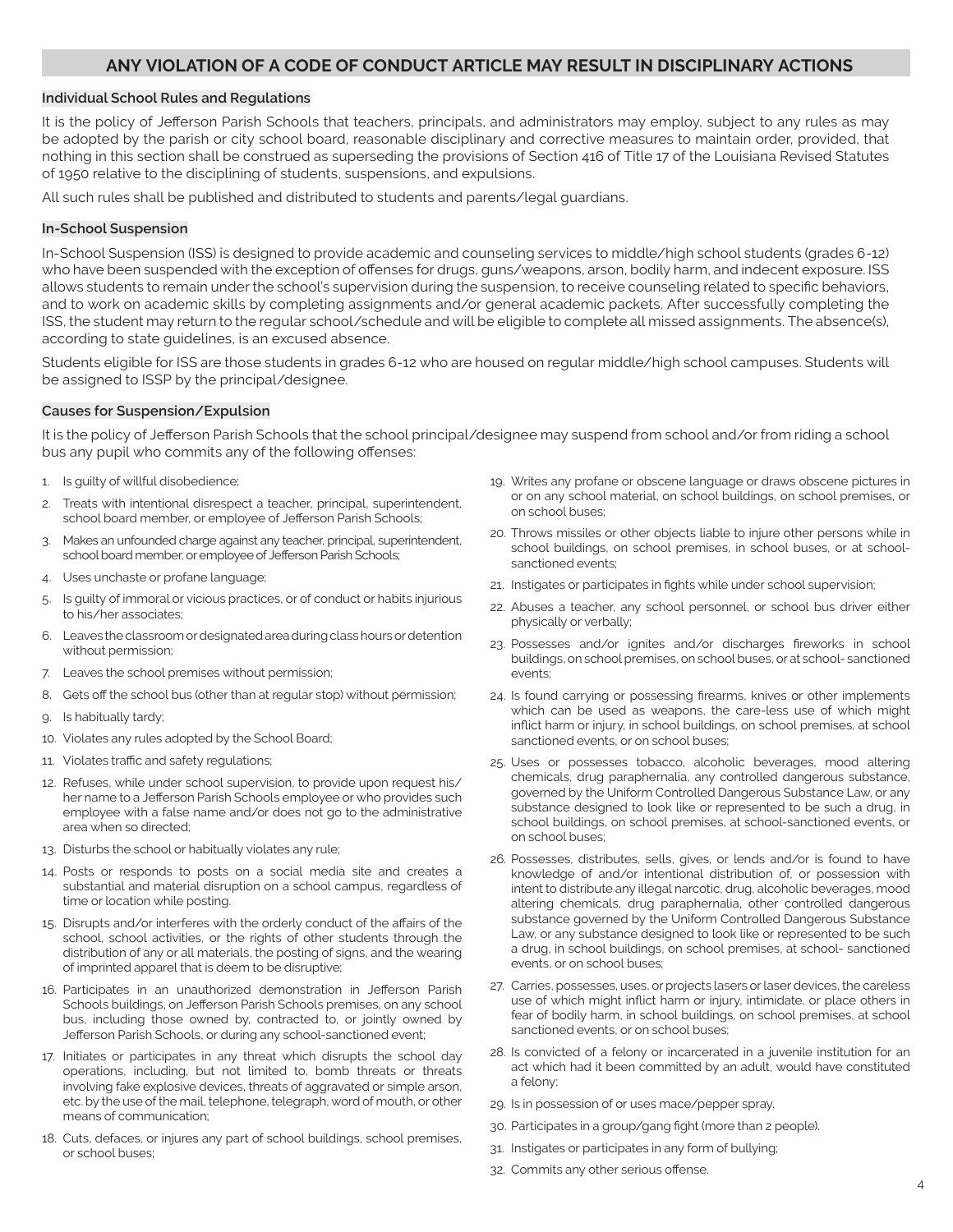## ANY VIOLATION OF A CODE OF CONDUCT ARTICLE MAY RESULT IN DISCIPLINARY ACTIONS

### Individual School Rules and Regulations

It is the policy of Jefferson Parish Schools that teachers, principals, and administrators may employ, subject to any rules as may be adopted by the parish or city school board, reasonable disciplinary and corrective measures to maintain order, provided, that nothing in this section shall be construed as superseding the provisions of Section 416 of Title 17 of the Louisiana Revised Statutes of 1950 relative to the disciplining of students, suspensions, and expulsions.

All such rules shall be published and distributed to students and parents/legal guardians.

### In-School Suspension

In-School Suspension (ISS) is designed to provide academic and counseling services to middle/high school students (grades 6-12) who have been suspended with the exception of offenses for drugs, guns/weapons, arson, bodily harm, and indecent exposure. ISS allows students to remain under the school's supervision during the suspension, to receive counseling related to specific behaviors, and to work on academic skills by completing assignments and/or general academic packets. After successfully completing the ISS, the student may return to the regular school/schedule and will be eligible to complete all missed assignments. The absence(s), according to state guidelines, is an excused absence.

Students eligible for ISS are those students in grades 6-12 who are housed on regular middle/high school campuses. Students will be assigned to ISSP by the principal/designee.

### Causes for Suspension/Expulsion

It is the policy of Jefferson Parish Schools that the school principal/designee may suspend from school and/or from riding a school bus any pupil who commits any of the following offenses:

1. Is guilty of willful disobedience;
2. Treats with intentional disrespect a teacher, principal, superintendent, school board member, or employee of Jefferson Parish Schools;
3. Makes an unfounded charge against any teacher, principal, superintendent, school board member, or employee of Jefferson Parish Schools;
4. Uses unchaste or profane language;
5. Is guilty of immoral or vicious practices, or of conduct or habits injurious to his/her associates;
6. Leaves the classroom or designated area during class hours or detention without permission;
7. Leaves the school premises without permission;
8. Gets off the school bus (other than at regular stop) without permission;
9. Is habitually tardy;
10. Violates any rules adopted by the School Board;
11. Violates traffic and safety regulations;
12. Refuses, while under school supervision, to provide upon request his/her name to a Jefferson Parish Schools employee or who provides such employee with a false name and/or does not go to the administrative area when so directed;
13. Disturbs the school or habitually violates any rule;
14. Posts or responds to posts on a social media site and creates a substantial and material disruption on a school campus, regardless of time or location while posting.
15. Disrupts and/or interferes with the orderly conduct of the affairs of the school, school activities, or the rights of other students through the distribution of any or all materials, the posting of signs, and the wearing of imprinted apparel that is deem to be disruptive;
16. Participates in an unauthorized demonstration in Jefferson Parish Schools buildings, on Jefferson Parish Schools premises, on any school bus, including those owned by, contracted to, or jointly owned by Jefferson Parish Schools, or during any school-sanctioned event;
17. Initiates or participates in any threat which disrupts the school day operations, including, but not limited to, bomb threats or threats involving fake explosive devices, threats of aggravated or simple arson, etc. by the use of the mail, telephone, telegraph, word of mouth, or other means of communication;
18. Cuts, defaces, or injures any part of school buildings, school premises, or school buses;
19. Writes any profane or obscene language or draws obscene pictures in or on any school material, on school buildings, on school premises, or on school buses;
20. Throws missiles or other objects liable to injure other persons while in school buildings, on school premises, in school buses, or at school-sanctioned events;
21. Instigates or participates in fights while under school supervision;
22. Abuses a teacher, any school personnel, or school bus driver either physically or verbally;
23. Possesses and/or ignites and/or discharges fireworks in school buildings, on school premises, on school buses, or at school- sanctioned events;
24. Is found carrying or possessing firearms, knives or other implements which can be used as weapons, the care-less use of which might inflict harm or injury, in school buildings, on school premises, at school sanctioned events, or on school buses;
25. Uses or possesses tobacco, alcoholic beverages, mood altering chemicals, drug paraphernalia, any controlled dangerous substance, governed by the Uniform Controlled Dangerous Substance Law, or any substance designed to look like or represented to be such a drug, in school buildings, on school premises, at school-sanctioned events, or on school buses;
26. Possesses, distributes, sells, gives, or lends and/or is found to have knowledge of and/or intentional distribution of, or possession with intent to distribute any illegal narcotic, drug, alcoholic beverages, mood altering chemicals, drug paraphernalia, other controlled dangerous substance governed by the Uniform Controlled Dangerous Substance Law, or any substance designed to look like or represented to be such a drug, in school buildings, on school premises, at school- sanctioned events, or on school buses;
27. Carries, possesses, uses, or projects lasers or laser devices, the careless use of which might inflict harm or injury, intimidate, or place others in fear of bodily harm, in school buildings, on school premises, at school sanctioned events, or on school buses;
28. Is convicted of a felony or incarcerated in a juvenile institution for an act which had it been committed by an adult, would have constituted a felony;
29. Is in possession of or uses mace/pepper spray.
30. Participates in a group/gang fight (more than 2 people).
31. Instigates or participates in any form of bullying;
32. Commits any other serious offense.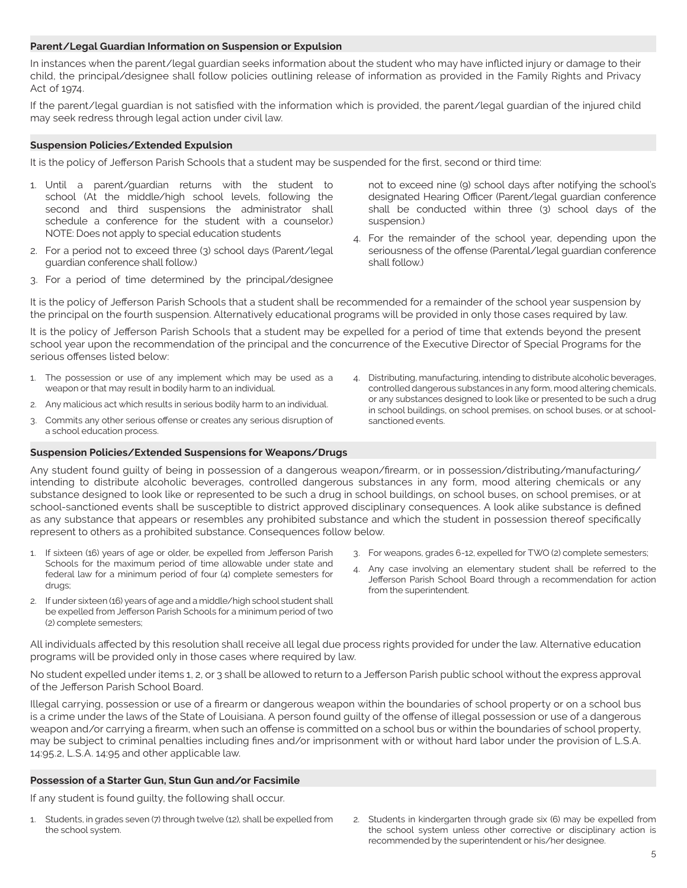## Parent/Legal Guardian Information on Suspension or Expulsion

In instances when the parent/legal guardian seeks information about the student who may have inflicted injury or damage to their child, the principal/designee shall follow policies outlining release of information as provided in the Family Rights and Privacy Act of 1974.

If the parent/legal guardian is not satisfied with the information which is provided, the parent/legal guardian of the injured child may seek redress through legal action under civil law.

## Suspension Policies/Extended Expulsion

It is the policy of Jefferson Parish Schools that a student may be suspended for the first, second or third time:

1. Until a parent/guardian returns with the student to school (At the middle/high school levels, following the second and third suspensions the administrator shall schedule a conference for the student with a counselor.) NOTE: Does not apply to special education students
2. For a period not to exceed three (3) school days (Parent/legal guardian conference shall follow.)
3. For a period of time determined by the principal/designee not to exceed nine (9) school days after notifying the school's designated Hearing Officer (Parent/legal guardian conference shall be conducted within three (3) school days of the suspension.)
4. For the remainder of the school year, depending upon the seriousness of the offense (Parental/legal guardian conference shall follow.)

It is the policy of Jefferson Parish Schools that a student shall be recommended for a remainder of the school year suspension by the principal on the fourth suspension. Alternatively educational programs will be provided in only those cases required by law.

It is the policy of Jefferson Parish Schools that a student may be expelled for a period of time that extends beyond the present school year upon the recommendation of the principal and the concurrence of the Executive Director of Special Programs for the serious offenses listed below:

1. The possession or use of any implement which may be used as a weapon or that may result in bodily harm to an individual.
2. Any malicious act which results in serious bodily harm to an individual.
3. Commits any other serious offense or creates any serious disruption of a school education process.
4. Distributing, manufacturing, intending to distribute alcoholic beverages, controlled dangerous substances in any form, mood altering chemicals, or any substances designed to look like or presented to be such a drug in school buildings, on school premises, on school buses, or at school-sanctioned events.

## Suspension Policies/Extended Suspensions for Weapons/Drugs

Any student found guilty of being in possession of a dangerous weapon/firearm, or in possession/distributing/manufacturing/intending to distribute alcoholic beverages, controlled dangerous substances in any form, mood altering chemicals or any substance designed to look like or represented to be such a drug in school buildings, on school buses, on school premises, or at school-sanctioned events shall be susceptible to district approved disciplinary consequences. A look alike substance is defined as any substance that appears or resembles any prohibited substance and which the student in possession thereof specifically represent to others as a prohibited substance. Consequences follow below.

1. If sixteen (16) years of age or older, be expelled from Jefferson Parish Schools for the maximum period of time allowable under state and federal law for a minimum period of four (4) complete semesters for drugs;
2. If under sixteen (16) years of age and a middle/high school student shall be expelled from Jefferson Parish Schools for a minimum period of two (2) complete semesters;
3. For weapons, grades 6-12, expelled for TWO (2) complete semesters;
4. Any case involving an elementary student shall be referred to the Jefferson Parish School Board through a recommendation for action from the superintendent.

All individuals affected by this resolution shall receive all legal due process rights provided for under the law. Alternative education programs will be provided only in those cases where required by law.

No student expelled under items 1, 2, or 3 shall be allowed to return to a Jefferson Parish public school without the express approval of the Jefferson Parish School Board.

Illegal carrying, possession or use of a firearm or dangerous weapon within the boundaries of school property or on a school bus is a crime under the laws of the State of Louisiana. A person found guilty of the offense of illegal possession or use of a dangerous weapon and/or carrying a firearm, when such an offense is committed on a school bus or within the boundaries of school property, may be subject to criminal penalties including fines and/or imprisonment with or without hard labor under the provision of L.S.A. 14:95.2, L.S.A. 14:95 and other applicable law.

## Possession of a Starter Gun, Stun Gun and/or Facsimile

If any student is found guilty, the following shall occur.

1. Students, in grades seven (7) through twelve (12), shall be expelled from the school system.
2. Students in kindergarten through grade six (6) may be expelled from the school system unless other corrective or disciplinary action is recommended by the superintendent or his/her designee.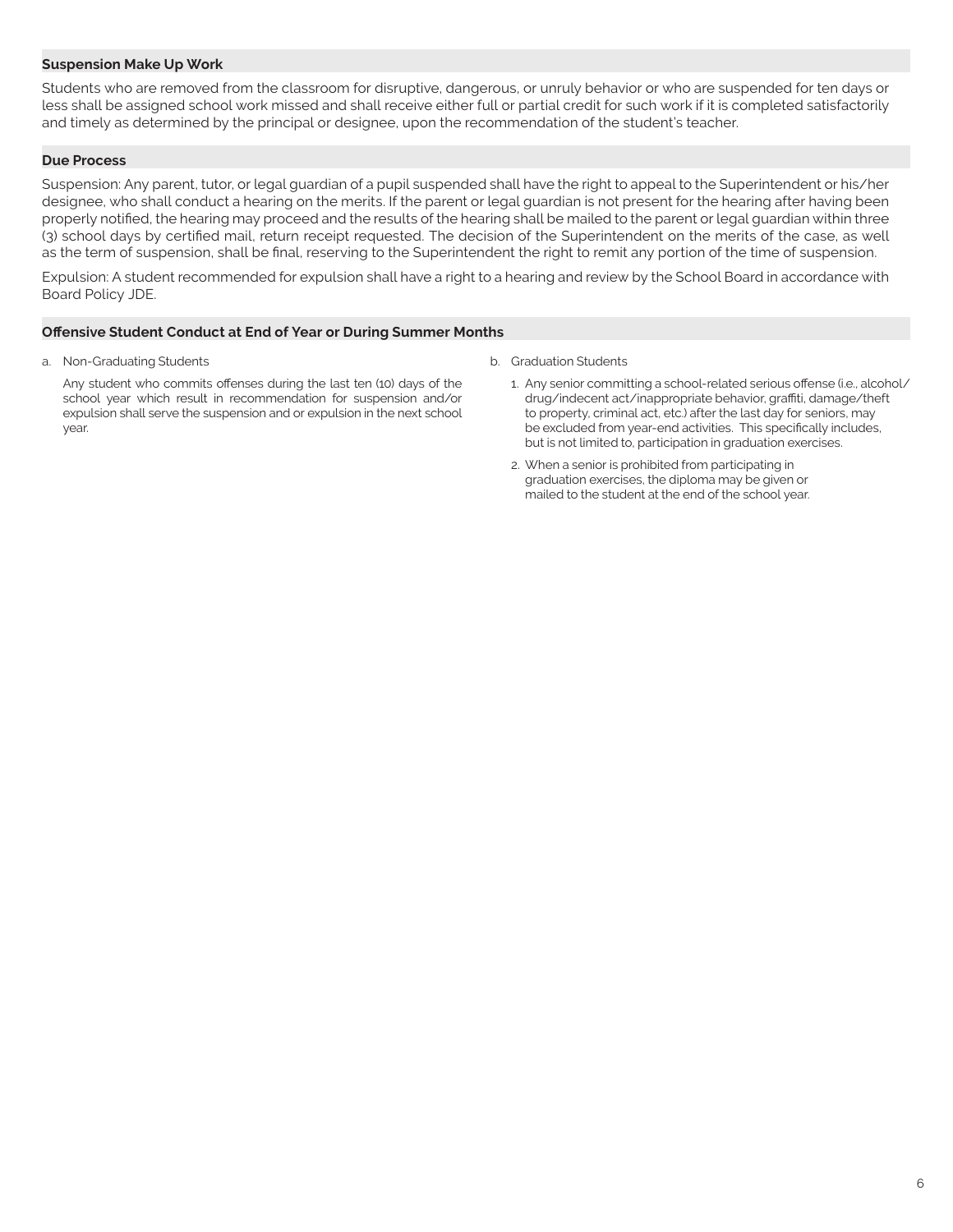### Suspension Make Up Work

Students who are removed from the classroom for disruptive, dangerous, or unruly behavior or who are suspended for ten days or less shall be assigned school work missed and shall receive either full or partial credit for such work if it is completed satisfactorily and timely as determined by the principal or designee, upon the recommendation of the student's teacher.

### Due Process

Suspension: Any parent, tutor, or legal guardian of a pupil suspended shall have the right to appeal to the Superintendent or his/her designee, who shall conduct a hearing on the merits. If the parent or legal guardian is not present for the hearing after having been properly notified, the hearing may proceed and the results of the hearing shall be mailed to the parent or legal guardian within three (3) school days by certified mail, return receipt requested. The decision of the Superintendent on the merits of the case, as well as the term of suspension, shall be final, reserving to the Superintendent the right to remit any portion of the time of suspension.

Expulsion: A student recommended for expulsion shall have a right to a hearing and review by the School Board in accordance with Board Policy JDE.

### Offensive Student Conduct at End of Year or During Summer Months

a. Non-Graduating Students

   Any student who commits offenses during the last ten (10) days of the school year which result in recommendation for suspension and/or expulsion shall serve the suspension and or expulsion in the next school year.

b. Graduation Students

   1. Any senior committing a school-related serious offense (i.e., alcohol/drug/indecent act/inappropriate behavior, graffiti, damage/theft to property, criminal act, etc.) after the last day for seniors, may be excluded from year-end activities. This specifically includes, but is not limited to, participation in graduation exercises.
   2. When a senior is prohibited from participating in graduation exercises, the diploma may be given or mailed to the student at the end of the school year.